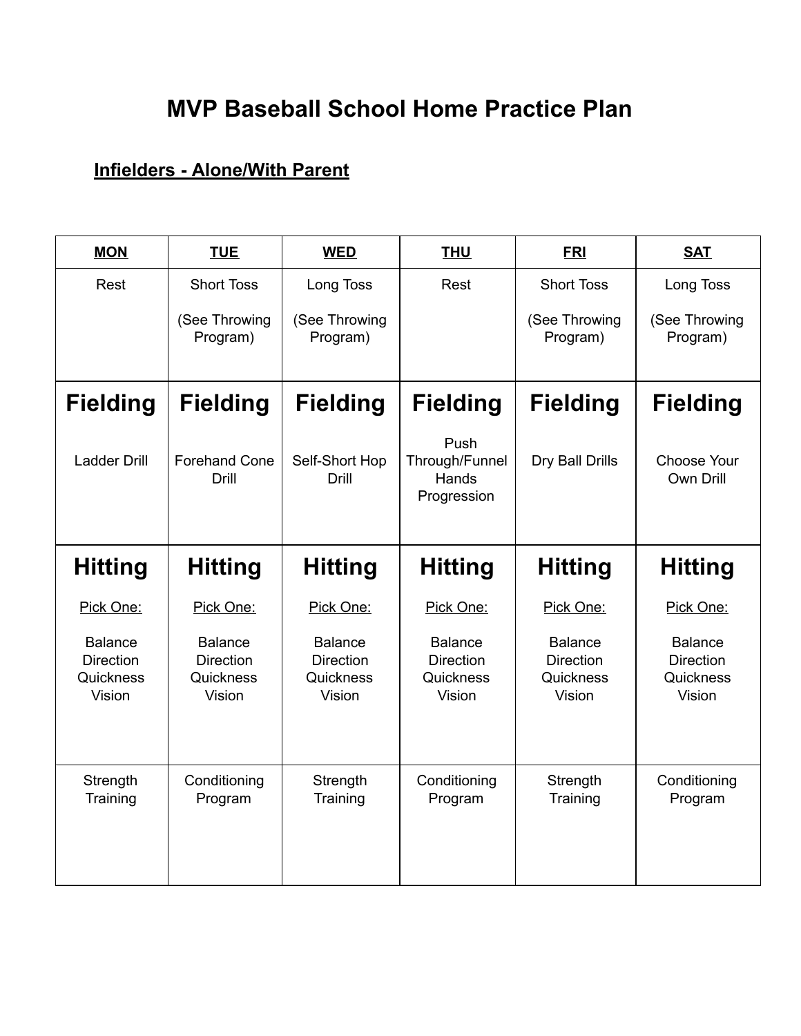# MVP Baseball School Home Practice Plan

## Infielders - Alone/With Parent

| MON | TUE | WED | THU | FRI | SAT |
|---|---|---|---|---|---|
| Rest | Short Toss (See Throwing Program) | Long Toss (See Throwing Program) | Rest | Short Toss (See Throwing Program) | Long Toss (See Throwing Program) |
| **Fielding** Ladder Drill | **Fielding** Forehand Cone Drill | **Fielding** Self-Short Hop Drill | **Fielding** Push Through/Funnel Hands Progression | **Fielding** Dry Ball Drills | **Fielding** Choose Your Own Drill |
| **Hitting** Pick One: Balance Direction Quickness Vision | **Hitting** Pick One: Balance Direction Quickness Vision | **Hitting** Pick One: Balance Direction Quickness Vision | **Hitting** Pick One: Balance Direction Quickness Vision | **Hitting** Pick One: Balance Direction Quickness Vision | **Hitting** Pick One: Balance Direction Quickness Vision |
| Strength Training | Conditioning Program | Strength Training | Conditioning Program | Strength Training | Conditioning Program |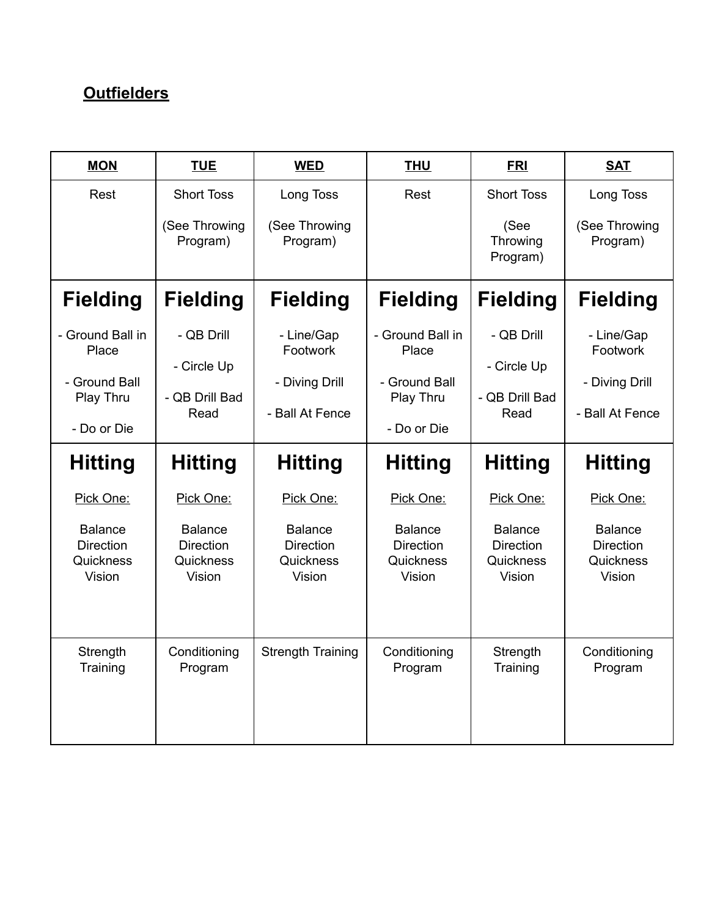## Outfielders

| MON | TUE | WED | THU | FRI | SAT |
|---|---|---|---|---|---|
| Rest | Short Toss<br><br>(See Throwing Program) | Long Toss<br><br>(See Throwing Program) | Rest | Short Toss<br><br>(See Throwing Program) | Long Toss<br><br>(See Throwing Program) |
| **Fielding**<br><br>- Ground Ball in Place<br><br>- Ground Ball Play Thru<br><br>- Do or Die | **Fielding**<br><br>- QB Drill<br><br>- Circle Up<br><br>- QB Drill Bad Read | **Fielding**<br><br>- Line/Gap Footwork<br><br>- Diving Drill<br><br>- Ball At Fence | **Fielding**<br><br>- Ground Ball in Place<br><br>- Ground Ball Play Thru<br><br>- Do or Die | **Fielding**<br><br>- QB Drill<br><br>- Circle Up<br><br>- QB Drill Bad Read | **Fielding**<br><br>- Line/Gap Footwork<br><br>- Diving Drill<br><br>- Ball At Fence |
| **Hitting**<br><br>Pick One:<br><br>Balance<br>Direction<br>Quickness<br>Vision | **Hitting**<br><br>Pick One:<br><br>Balance<br>Direction<br>Quickness<br>Vision | **Hitting**<br><br>Pick One:<br><br>Balance<br>Direction<br>Quickness<br>Vision | **Hitting**<br><br>Pick One:<br><br>Balance<br>Direction<br>Quickness<br>Vision | **Hitting**<br><br>Pick One:<br><br>Balance<br>Direction<br>Quickness<br>Vision | **Hitting**<br><br>Pick One:<br><br>Balance<br>Direction<br>Quickness<br>Vision |
| Strength Training | Conditioning Program | Strength Training | Conditioning Program | Strength Training | Conditioning Program |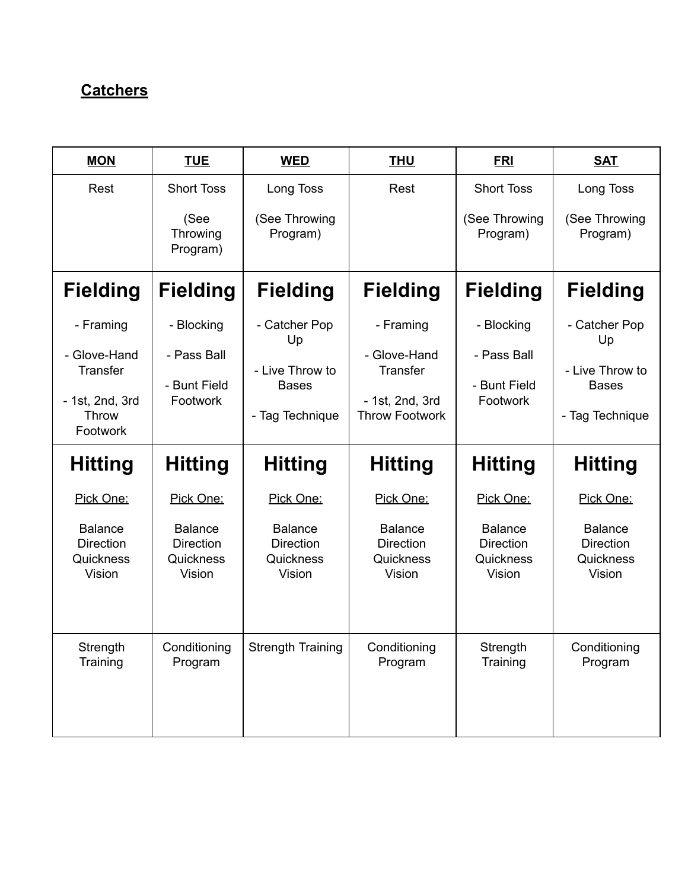**Catchers**

| MON | TUE | WED | THU | FRI | SAT |
| --- | --- | --- | --- | --- | --- |
| Rest | Short Toss<br><br>(See Throwing Program) | Long Toss<br><br>(See Throwing Program) | Rest | Short Toss<br><br>(See Throwing Program) | Long Toss<br><br>(See Throwing Program) |
| **Fielding**<br><br>- Framing<br><br>- Glove-Hand Transfer<br><br>- 1st, 2nd, 3rd Throw Footwork | **Fielding**<br><br>- Blocking<br><br>- Pass Ball<br><br>- Bunt Field Footwork | **Fielding**<br><br>- Catcher Pop Up<br><br>- Live Throw to Bases<br><br>- Tag Technique | **Fielding**<br><br>- Framing<br><br>- Glove-Hand Transfer<br><br>- 1st, 2nd, 3rd Throw Footwork | **Fielding**<br><br>- Blocking<br><br>- Pass Ball<br><br>- Bunt Field Footwork | **Fielding**<br><br>- Catcher Pop Up<br><br>- Live Throw to Bases<br><br>- Tag Technique |
| **Hitting**<br><br>Pick One:<br><br>Balance<br>Direction<br>Quickness<br>Vision | **Hitting**<br><br>Pick One:<br><br>Balance<br>Direction<br>Quickness<br>Vision | **Hitting**<br><br>Pick One:<br><br>Balance<br>Direction<br>Quickness<br>Vision | **Hitting**<br><br>Pick One:<br><br>Balance<br>Direction<br>Quickness<br>Vision | **Hitting**<br><br>Pick One:<br><br>Balance<br>Direction<br>Quickness<br>Vision | **Hitting**<br><br>Pick One:<br><br>Balance<br>Direction<br>Quickness<br>Vision |
| Strength Training | Conditioning Program | Strength Training | Conditioning Program | Strength Training | Conditioning Program |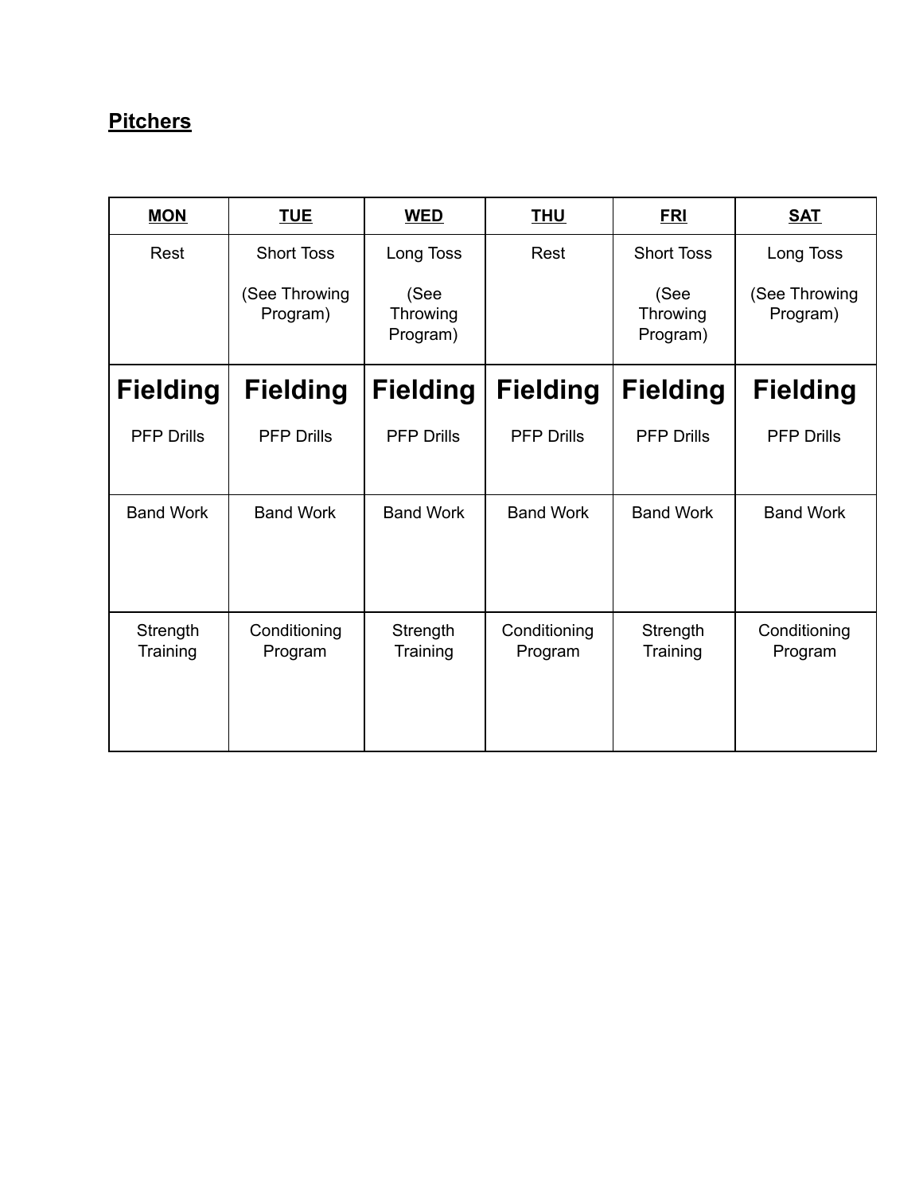**Pitchers**

| MON | TUE | WED | THU | FRI | SAT |
|---|---|---|---|---|---|
| Rest | Short Toss (See Throwing Program) | Long Toss (See Throwing Program) | Rest | Short Toss (See Throwing Program) | Long Toss (See Throwing Program) |
| **Fielding** PFP Drills | **Fielding** PFP Drills | **Fielding** PFP Drills | **Fielding** PFP Drills | **Fielding** PFP Drills | **Fielding** PFP Drills |
| Band Work | Band Work | Band Work | Band Work | Band Work | Band Work |
| Strength Training | Conditioning Program | Strength Training | Conditioning Program | Strength Training | Conditioning Program |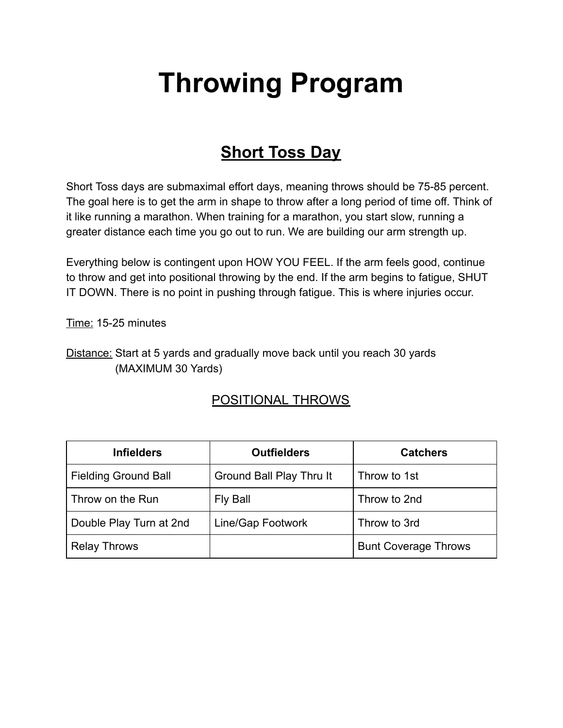# Throwing Program

## Short Toss Day

Short Toss days are submaximal effort days, meaning throws should be 75-85 percent. The goal here is to get the arm in shape to throw after a long period of time off. Think of it like running a marathon. When training for a marathon, you start slow, running a greater distance each time you go out to run. We are building our arm strength up.

Everything below is contingent upon HOW YOU FEEL. If the arm feels good, continue to throw and get into positional throwing by the end. If the arm begins to fatigue, SHUT IT DOWN. There is no point in pushing through fatigue. This is where injuries occur.

Time: 15-25 minutes

Distance: Start at 5 yards and gradually move back until you reach 30 yards (MAXIMUM 30 Yards)

### POSITIONAL THROWS

| Infielders | Outfielders | Catchers |
|---|---|---|
| Fielding Ground Ball | Ground Ball Play Thru It | Throw to 1st |
| Throw on the Run | Fly Ball | Throw to 2nd |
| Double Play Turn at 2nd | Line/Gap Footwork | Throw to 3rd |
| Relay Throws | | Bunt Coverage Throws |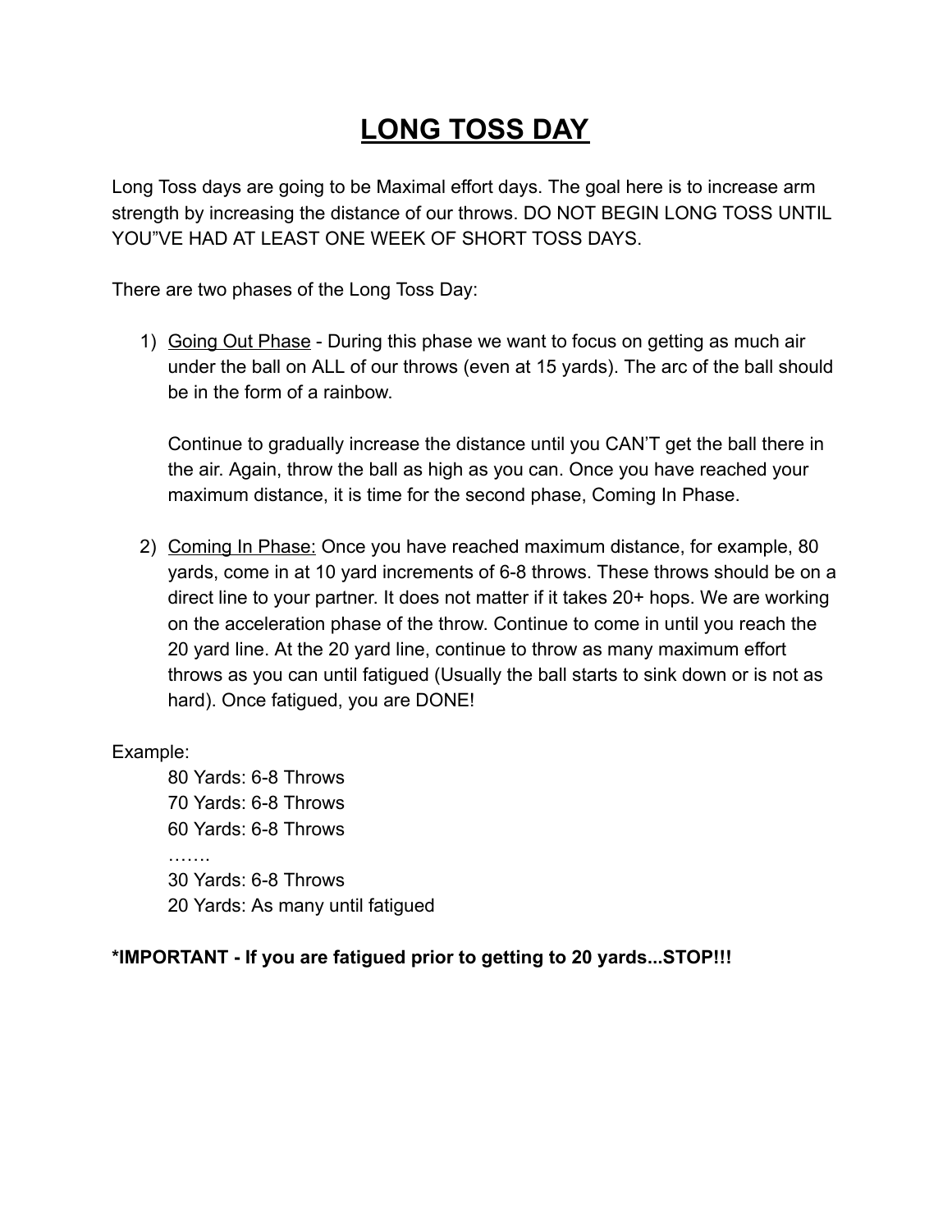# <u>LONG TOSS DAY</u>

Long Toss days are going to be Maximal effort days. The goal here is to increase arm strength by increasing the distance of our throws. DO NOT BEGIN LONG TOSS UNTIL YOU"VE HAD AT LEAST ONE WEEK OF SHORT TOSS DAYS.

There are two phases of the Long Toss Day:

1) <u>Going Out Phase</u> - During this phase we want to focus on getting as much air under the ball on ALL of our throws (even at 15 yards). The arc of the ball should be in the form of a rainbow.

   Continue to gradually increase the distance until you CAN'T get the ball there in the air. Again, throw the ball as high as you can. Once you have reached your maximum distance, it is time for the second phase, Coming In Phase.

2) <u>Coming In Phase:</u> Once you have reached maximum distance, for example, 80 yards, come in at 10 yard increments of 6-8 throws. These throws should be on a direct line to your partner. It does not matter if it takes 20+ hops. We are working on the acceleration phase of the throw. Continue to come in until you reach the 20 yard line. At the 20 yard line, continue to throw as many maximum effort throws as you can until fatigued (Usually the ball starts to sink down or is not as hard). Once fatigued, you are DONE!

Example:

80 Yards: 6-8 Throws
70 Yards: 6-8 Throws
60 Yards: 6-8 Throws
…….
30 Yards: 6-8 Throws
20 Yards: As many until fatigued

**\*IMPORTANT - If you are fatigued prior to getting to 20 yards...STOP!!!**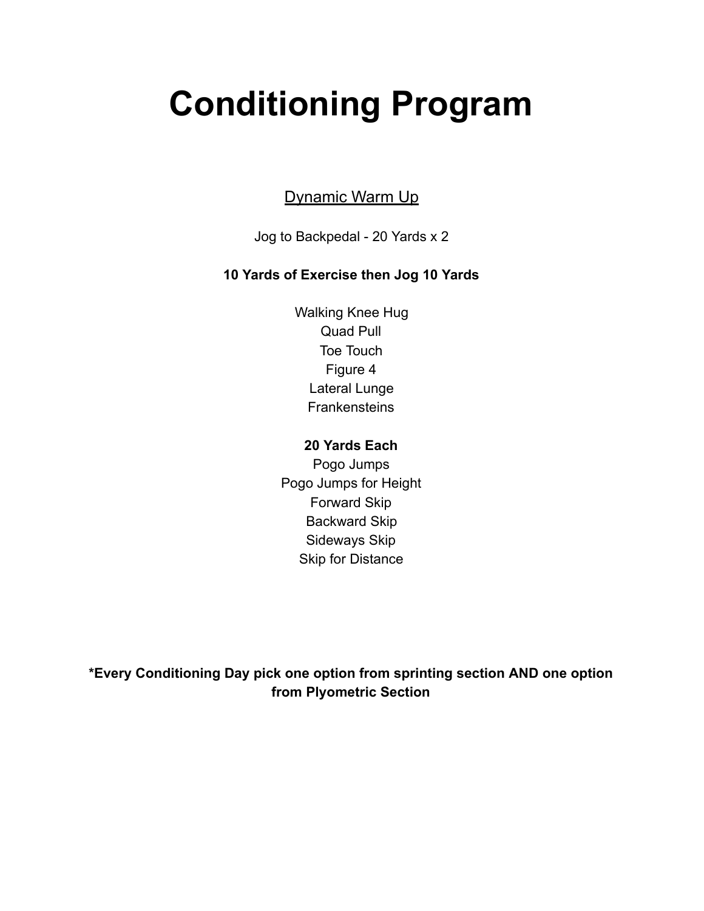# Conditioning Program

## Dynamic Warm Up

Jog to Backpedal - 20 Yards x 2

**10 Yards of Exercise then Jog 10 Yards**

Walking Knee Hug
Quad Pull
Toe Touch
Figure 4
Lateral Lunge
Frankensteins

**20 Yards Each**
Pogo Jumps
Pogo Jumps for Height
Forward Skip
Backward Skip
Sideways Skip
Skip for Distance

**\*Every Conditioning Day pick one option from sprinting section AND one option from Plyometric Section**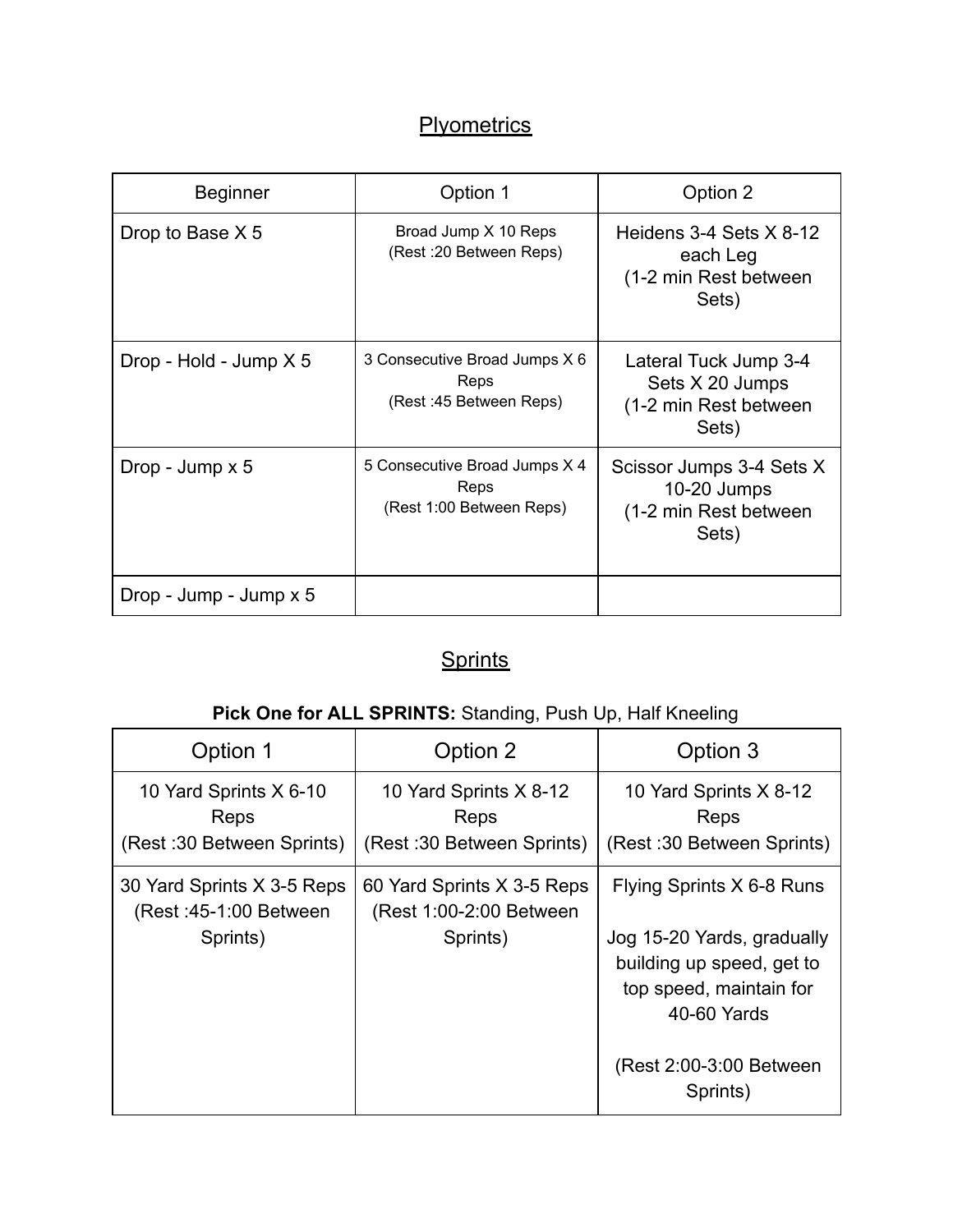## Plyometrics

| Beginner | Option 1 | Option 2 |
|---|---|---|
| Drop to Base X 5 | Broad Jump X 10 Reps (Rest :20 Between Reps) | Heidens 3-4 Sets X 8-12 each Leg (1-2 min Rest between Sets) |
| Drop - Hold - Jump X 5 | 3 Consecutive Broad Jumps X 6 Reps (Rest :45 Between Reps) | Lateral Tuck Jump 3-4 Sets X 20 Jumps (1-2 min Rest between Sets) |
| Drop - Jump x 5 | 5 Consecutive Broad Jumps X 4 Reps (Rest 1:00 Between Reps) | Scissor Jumps 3-4 Sets X 10-20 Jumps (1-2 min Rest between Sets) |
| Drop - Jump - Jump x 5 | | |

## Sprints

**Pick One for ALL SPRINTS:** Standing, Push Up, Half Kneeling

| Option 1 | Option 2 | Option 3 |
|---|---|---|
| 10 Yard Sprints X 6-10 Reps (Rest :30 Between Sprints) | 10 Yard Sprints X 8-12 Reps (Rest :30 Between Sprints) | 10 Yard Sprints X 8-12 Reps (Rest :30 Between Sprints) |
| 30 Yard Sprints X 3-5 Reps (Rest :45-1:00 Between Sprints) | 60 Yard Sprints X 3-5 Reps (Rest 1:00-2:00 Between Sprints) | Flying Sprints X 6-8 Runs<br><br>Jog 15-20 Yards, gradually building up speed, get to top speed, maintain for 40-60 Yards<br><br>(Rest 2:00-3:00 Between Sprints) |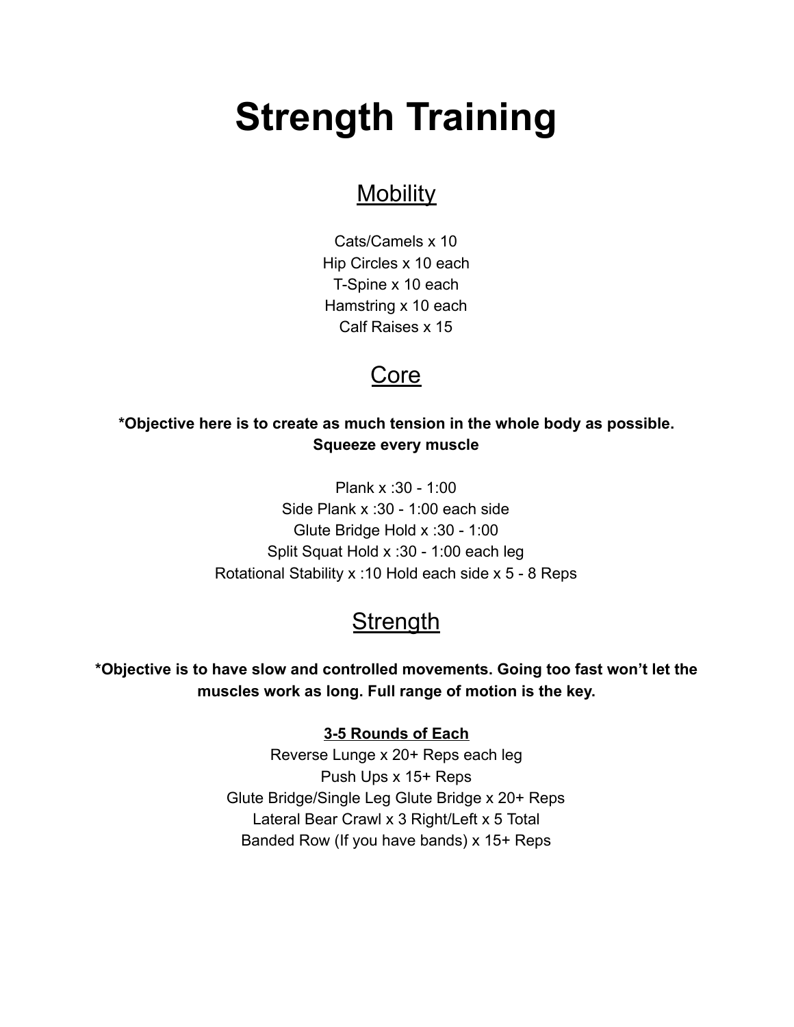# Strength Training

## Mobility

Cats/Camels x 10
Hip Circles x 10 each
T-Spine x 10 each
Hamstring x 10 each
Calf Raises x 15

## Core

**\*Objective here is to create as much tension in the whole body as possible. Squeeze every muscle**

Plank x :30 - 1:00
Side Plank x :30 - 1:00 each side
Glute Bridge Hold x :30 - 1:00
Split Squat Hold x :30 - 1:00 each leg
Rotational Stability x :10 Hold each side x 5 - 8 Reps

## Strength

**\*Objective is to have slow and controlled movements. Going too fast won't let the muscles work as long. Full range of motion is the key.**

**3-5 Rounds of Each**

Reverse Lunge x 20+ Reps each leg
Push Ups x 15+ Reps
Glute Bridge/Single Leg Glute Bridge x 20+ Reps
Lateral Bear Crawl x 3 Right/Left x 5 Total
Banded Row (If you have bands) x 15+ Reps